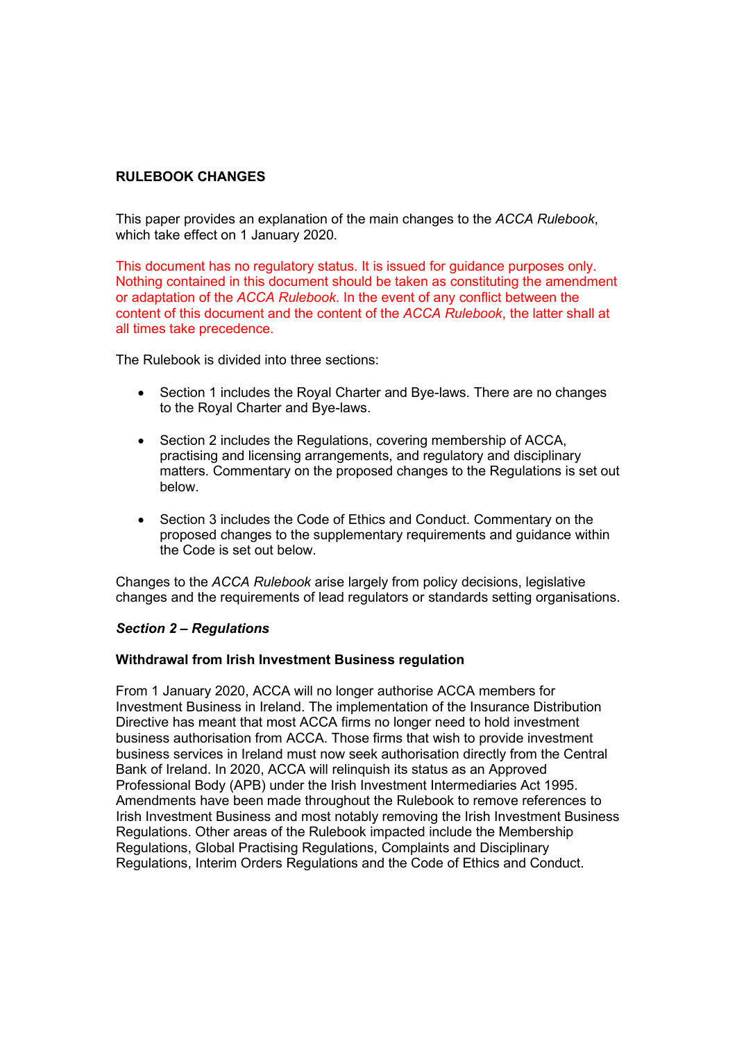**RULEBOOK CHANGES**

This paper provides an explanation of the main changes to the *ACCA Rulebook*, which take effect on 1 January 2020.

This document has no regulatory status. It is issued for guidance purposes only. Nothing contained in this document should be taken as constituting the amendment or adaptation of the *ACCA Rulebook*. In the event of any conflict between the content of this document and the content of the *ACCA Rulebook*, the latter shall at all times take precedence.

The Rulebook is divided into three sections:

- Section 1 includes the Royal Charter and Bye-laws. There are no changes to the Royal Charter and Bye-laws.
- Section 2 includes the Regulations, covering membership of ACCA, practising and licensing arrangements, and regulatory and disciplinary matters. Commentary on the proposed changes to the Regulations is set out below.
- Section 3 includes the Code of Ethics and Conduct. Commentary on the proposed changes to the supplementary requirements and guidance within the Code is set out below.

Changes to the *ACCA Rulebook* arise largely from policy decisions, legislative changes and the requirements of lead regulators or standards setting organisations.

***Section 2 – Regulations***

**Withdrawal from Irish Investment Business regulation**

From 1 January 2020, ACCA will no longer authorise ACCA members for Investment Business in Ireland. The implementation of the Insurance Distribution Directive has meant that most ACCA firms no longer need to hold investment business authorisation from ACCA. Those firms that wish to provide investment business services in Ireland must now seek authorisation directly from the Central Bank of Ireland. In 2020, ACCA will relinquish its status as an Approved Professional Body (APB) under the Irish Investment Intermediaries Act 1995. Amendments have been made throughout the Rulebook to remove references to Irish Investment Business and most notably removing the Irish Investment Business Regulations. Other areas of the Rulebook impacted include the Membership Regulations, Global Practising Regulations, Complaints and Disciplinary Regulations, Interim Orders Regulations and the Code of Ethics and Conduct.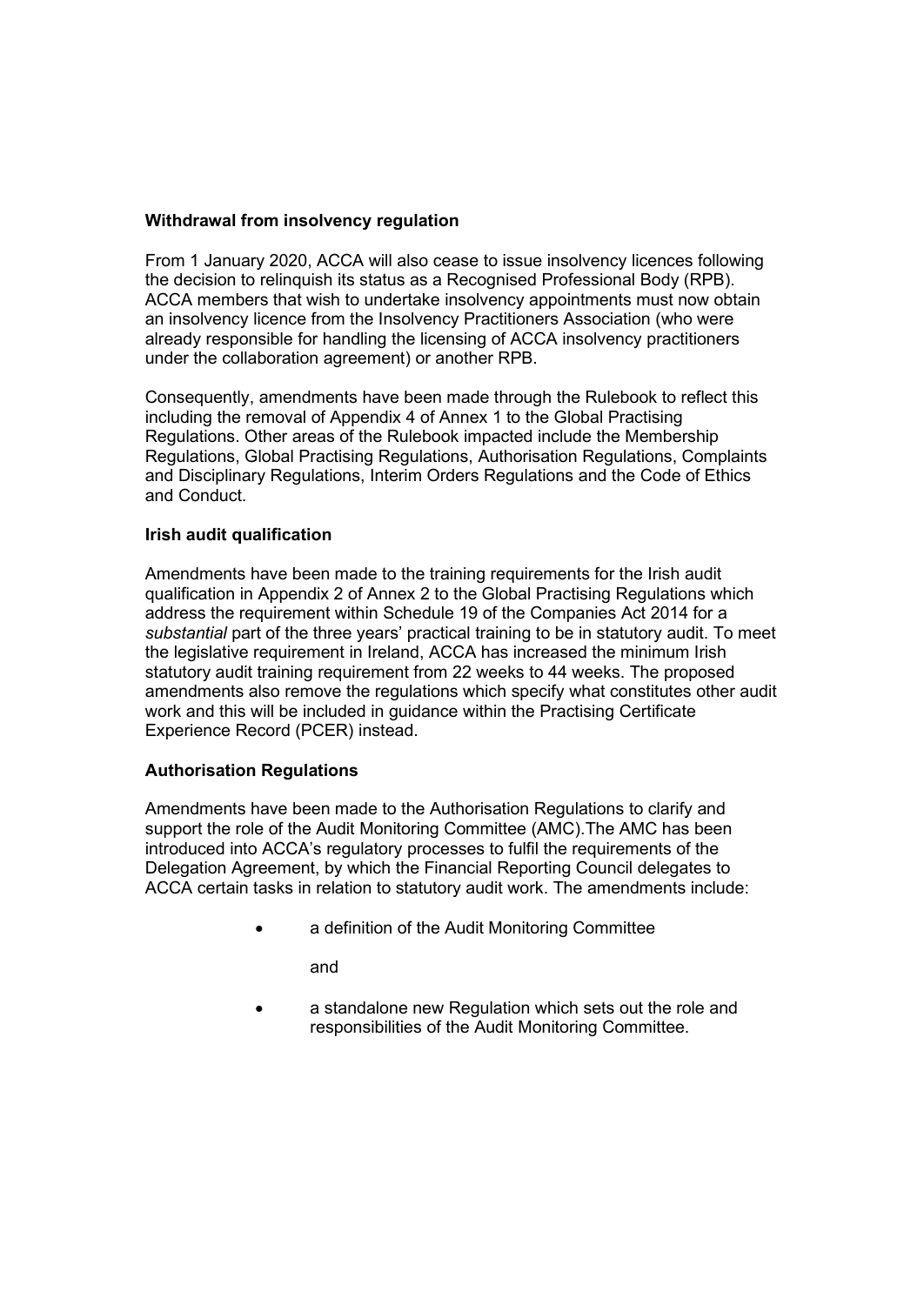**Withdrawal from insolvency regulation**

From 1 January 2020, ACCA will also cease to issue insolvency licences following the decision to relinquish its status as a Recognised Professional Body (RPB). ACCA members that wish to undertake insolvency appointments must now obtain an insolvency licence from the Insolvency Practitioners Association (who were already responsible for handling the licensing of ACCA insolvency practitioners under the collaboration agreement) or another RPB.

Consequently, amendments have been made through the Rulebook to reflect this including the removal of Appendix 4 of Annex 1 to the Global Practising Regulations. Other areas of the Rulebook impacted include the Membership Regulations, Global Practising Regulations, Authorisation Regulations, Complaints and Disciplinary Regulations, Interim Orders Regulations and the Code of Ethics and Conduct.

**Irish audit qualification**

Amendments have been made to the training requirements for the Irish audit qualification in Appendix 2 of Annex 2 to the Global Practising Regulations which address the requirement within Schedule 19 of the Companies Act 2014 for a *substantial* part of the three years' practical training to be in statutory audit. To meet the legislative requirement in Ireland, ACCA has increased the minimum Irish statutory audit training requirement from 22 weeks to 44 weeks. The proposed amendments also remove the regulations which specify what constitutes other audit work and this will be included in guidance within the Practising Certificate Experience Record (PCER) instead.

**Authorisation Regulations**

Amendments have been made to the Authorisation Regulations to clarify and support the role of the Audit Monitoring Committee (AMC).The AMC has been introduced into ACCA's regulatory processes to fulfil the requirements of the Delegation Agreement, by which the Financial Reporting Council delegates to ACCA certain tasks in relation to statutory audit work. The amendments include:

- a definition of the Audit Monitoring Committee

  and

- a standalone new Regulation which sets out the role and responsibilities of the Audit Monitoring Committee.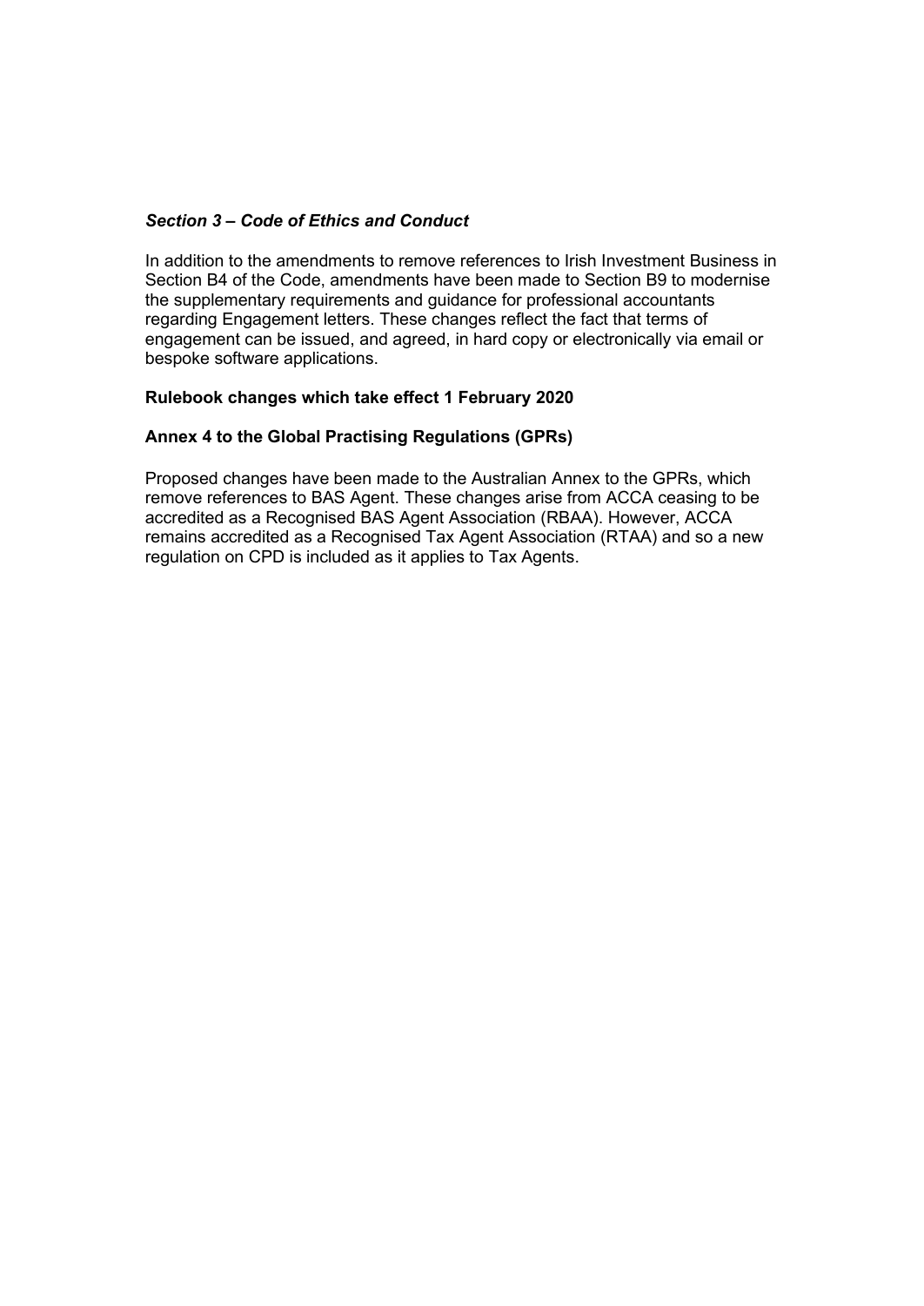### *Section 3 – Code of Ethics and Conduct*

In addition to the amendments to remove references to Irish Investment Business in Section B4 of the Code, amendments have been made to Section B9 to modernise the supplementary requirements and guidance for professional accountants regarding Engagement letters. These changes reflect the fact that terms of engagement can be issued, and agreed, in hard copy or electronically via email or bespoke software applications.

## Rulebook changes which take effect 1 February 2020

### Annex 4 to the Global Practising Regulations (GPRs)

Proposed changes have been made to the Australian Annex to the GPRs, which remove references to BAS Agent. These changes arise from ACCA ceasing to be accredited as a Recognised BAS Agent Association (RBAA). However, ACCA remains accredited as a Recognised Tax Agent Association (RTAA) and so a new regulation on CPD is included as it applies to Tax Agents.